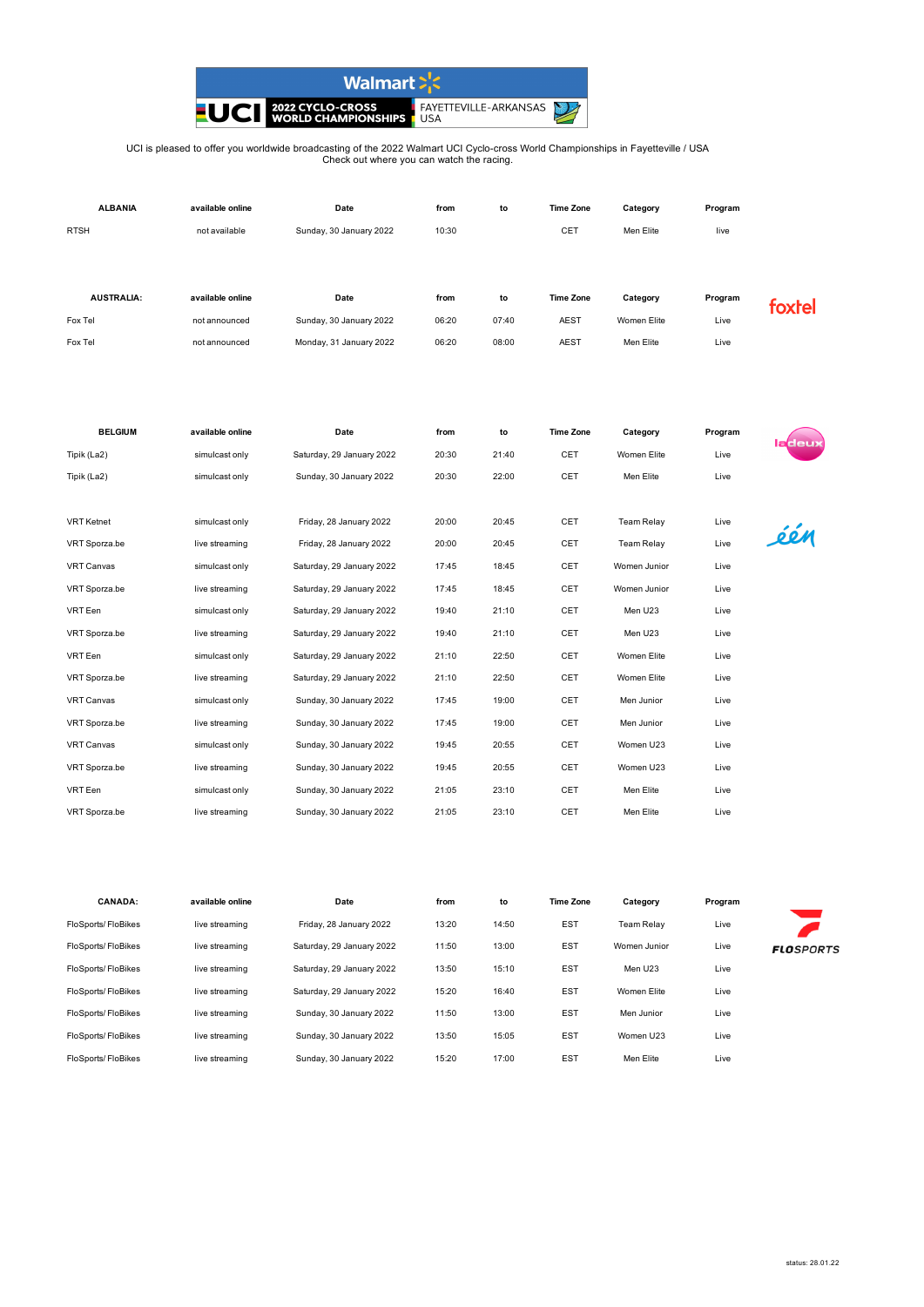Walmart

2022 CYCLO-CROSS WORLD CHAMPIONSHIPS — FAYETTEVILLE-ARKANSAS USA

UCI is pleased to offer you worldwide broadcasting of the 2022 Walmart UCI Cyclo-cross World Championships in Fayetteville / USA
Check out where you can watch the racing.

| ALBANIA | available online | Date | from | to | Time Zone | Category | Program |
|---|---|---|---|---|---|---|---|
| RTSH | not available | Sunday, 30 January 2022 | 10:30 | | CET | Men Elite | live |

| AUSTRALIA: | available online | Date | from | to | Time Zone | Category | Program |
|---|---|---|---|---|---|---|---|
| Fox Tel | not announced | Sunday, 30 January 2022 | 06:20 | 07:40 | AEST | Women Elite | Live |
| Fox Tel | not announced | Monday, 31 January 2022 | 06:20 | 08:00 | AEST | Men Elite | Live |

| BELGIUM | available online | Date | from | to | Time Zone | Category | Program |
|---|---|---|---|---|---|---|---|
| Tipik (La2) | simulcast only | Saturday, 29 January 2022 | 20:30 | 21:40 | CET | Women Elite | Live |
| Tipik (La2) | simulcast only | Sunday, 30 January 2022 | 20:30 | 22:00 | CET | Men Elite | Live |
| VRT Ketnet | simulcast only | Friday, 28 January 2022 | 20:00 | 20:45 | CET | Team Relay | Live |
| VRT Sporza.be | live streaming | Friday, 28 January 2022 | 20:00 | 20:45 | CET | Team Relay | Live |
| VRT Canvas | simulcast only | Saturday, 29 January 2022 | 17:45 | 18:45 | CET | Women Junior | Live |
| VRT Sporza.be | live streaming | Saturday, 29 January 2022 | 17:45 | 18:45 | CET | Women Junior | Live |
| VRT Een | simulcast only | Saturday, 29 January 2022 | 19:40 | 21:10 | CET | Men U23 | Live |
| VRT Sporza.be | live streaming | Saturday, 29 January 2022 | 19:40 | 21:10 | CET | Men U23 | Live |
| VRT Een | simulcast only | Saturday, 29 January 2022 | 21:10 | 22:50 | CET | Women Elite | Live |
| VRT Sporza.be | live streaming | Saturday, 29 January 2022 | 21:10 | 22:50 | CET | Women Elite | Live |
| VRT Canvas | simulcast only | Sunday, 30 January 2022 | 17:45 | 19:00 | CET | Men Junior | Live |
| VRT Sporza.be | live streaming | Sunday, 30 January 2022 | 17:45 | 19:00 | CET | Men Junior | Live |
| VRT Canvas | simulcast only | Sunday, 30 January 2022 | 19:45 | 20:55 | CET | Women U23 | Live |
| VRT Sporza.be | live streaming | Sunday, 30 January 2022 | 19:45 | 20:55 | CET | Women U23 | Live |
| VRT Een | simulcast only | Sunday, 30 January 2022 | 21:05 | 23:10 | CET | Men Elite | Live |
| VRT Sporza.be | live streaming | Sunday, 30 January 2022 | 21:05 | 23:10 | CET | Men Elite | Live |

| CANADA: | available online | Date | from | to | Time Zone | Category | Program |
|---|---|---|---|---|---|---|---|
| FloSports/ FloBikes | live streaming | Friday, 28 January 2022 | 13:20 | 14:50 | EST | Team Relay | Live |
| FloSports/ FloBikes | live streaming | Saturday, 29 January 2022 | 11:50 | 13:00 | EST | Women Junior | Live |
| FloSports/ FloBikes | live streaming | Saturday, 29 January 2022 | 13:50 | 15:10 | EST | Men U23 | Live |
| FloSports/ FloBikes | live streaming | Saturday, 29 January 2022 | 15:20 | 16:40 | EST | Women Elite | Live |
| FloSports/ FloBikes | live streaming | Sunday, 30 January 2022 | 11:50 | 13:00 | EST | Men Junior | Live |
| FloSports/ FloBikes | live streaming | Sunday, 30 January 2022 | 13:50 | 15:05 | EST | Women U23 | Live |
| FloSports/ FloBikes | live streaming | Sunday, 30 January 2022 | 15:20 | 17:00 | EST | Men Elite | Live |

status: 28.01.22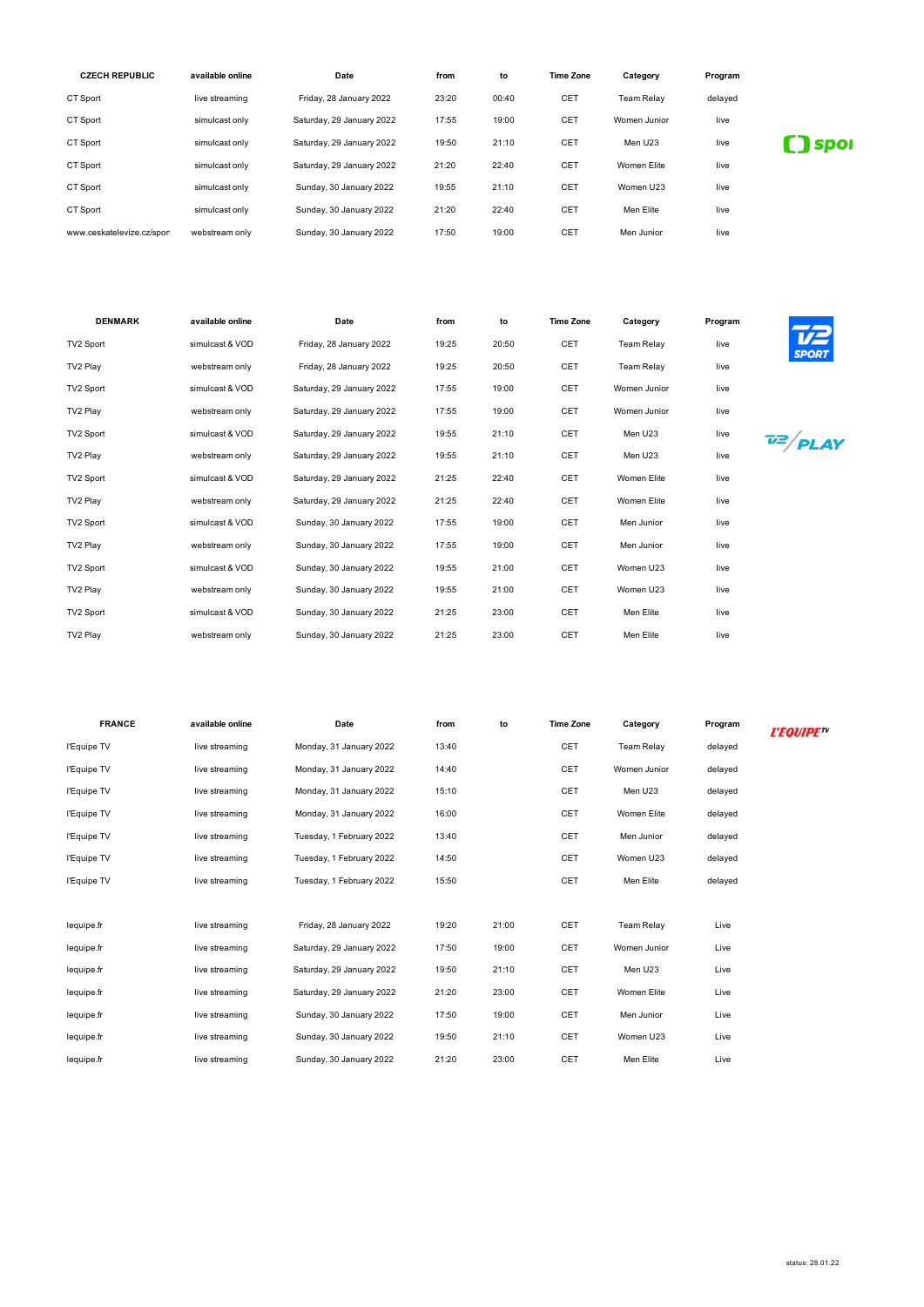| CZECH REPUBLIC | available online | Date | from | to | Time Zone | Category | Program |
|---|---|---|---|---|---|---|---|
| CT Sport | live streaming | Friday, 28 January 2022 | 23:20 | 00:40 | CET | Team Relay | delayed |
| CT Sport | simulcast only | Saturday, 29 January 2022 | 17:55 | 19:00 | CET | Women Junior | live |
| CT Sport | simulcast only | Saturday, 29 January 2022 | 19:50 | 21:10 | CET | Men U23 | live |
| CT Sport | simulcast only | Saturday, 29 January 2022 | 21:20 | 22:40 | CET | Women Elite | live |
| CT Sport | simulcast only | Sunday, 30 January 2022 | 19:55 | 21:10 | CET | Women U23 | live |
| CT Sport | simulcast only | Sunday, 30 January 2022 | 21:20 | 22:40 | CET | Men Elite | live |
| www.ceskatelevize.cz/spor | webstream only | Sunday, 30 January 2022 | 17:50 | 19:00 | CET | Men Junior | live |

| DENMARK | available online | Date | from | to | Time Zone | Category | Program |
|---|---|---|---|---|---|---|---|
| TV2 Sport | simulcast & VOD | Friday, 28 January 2022 | 19:25 | 20:50 | CET | Team Relay | live |
| TV2 Play | webstream only | Friday, 28 January 2022 | 19:25 | 20:50 | CET | Team Relay | live |
| TV2 Sport | simulcast & VOD | Saturday, 29 January 2022 | 17:55 | 19:00 | CET | Women Junior | live |
| TV2 Play | webstream only | Saturday, 29 January 2022 | 17:55 | 19:00 | CET | Women Junior | live |
| TV2 Sport | simulcast & VOD | Saturday, 29 January 2022 | 19:55 | 21:10 | CET | Men U23 | live |
| TV2 Play | webstream only | Saturday, 29 January 2022 | 19:55 | 21:10 | CET | Men U23 | live |
| TV2 Sport | simulcast & VOD | Saturday, 29 January 2022 | 21:25 | 22:40 | CET | Women Elite | live |
| TV2 Play | webstream only | Saturday, 29 January 2022 | 21:25 | 22:40 | CET | Women Elite | live |
| TV2 Sport | simulcast & VOD | Sunday, 30 January 2022 | 17:55 | 19:00 | CET | Men Junior | live |
| TV2 Play | webstream only | Sunday, 30 January 2022 | 17:55 | 19:00 | CET | Men Junior | live |
| TV2 Sport | simulcast & VOD | Sunday, 30 January 2022 | 19:55 | 21:00 | CET | Women U23 | live |
| TV2 Play | webstream only | Sunday, 30 January 2022 | 19:55 | 21:00 | CET | Women U23 | live |
| TV2 Sport | simulcast & VOD | Sunday, 30 January 2022 | 21:25 | 23:00 | CET | Men Elite | live |
| TV2 Play | webstream only | Sunday, 30 January 2022 | 21:25 | 23:00 | CET | Men Elite | live |

| FRANCE | available online | Date | from | to | Time Zone | Category | Program |
|---|---|---|---|---|---|---|---|
| l'Equipe TV | live streaming | Monday, 31 January 2022 | 13:40 | | CET | Team Relay | delayed |
| l'Equipe TV | live streaming | Monday, 31 January 2022 | 14:40 | | CET | Women Junior | delayed |
| l'Equipe TV | live streaming | Monday, 31 January 2022 | 15:10 | | CET | Men U23 | delayed |
| l'Equipe TV | live streaming | Monday, 31 January 2022 | 16:00 | | CET | Women Elite | delayed |
| l'Equipe TV | live streaming | Tuesday, 1 February 2022 | 13:40 | | CET | Men Junior | delayed |
| l'Equipe TV | live streaming | Tuesday, 1 February 2022 | 14:50 | | CET | Women U23 | delayed |
| l'Equipe TV | live streaming | Tuesday, 1 February 2022 | 15:50 | | CET | Men Elite | delayed |
| | | | | | | | |
| lequipe.fr | live streaming | Friday, 28 January 2022 | 19:20 | 21:00 | CET | Team Relay | Live |
| lequipe.fr | live streaming | Saturday, 29 January 2022 | 17:50 | 19:00 | CET | Women Junior | Live |
| lequipe.fr | live streaming | Saturday, 29 January 2022 | 19:50 | 21:10 | CET | Men U23 | Live |
| lequipe.fr | live streaming | Saturday, 29 January 2022 | 21:20 | 23:00 | CET | Women Elite | Live |
| lequipe.fr | live streaming | Sunday, 30 January 2022 | 17:50 | 19:00 | CET | Men Junior | Live |
| lequipe.fr | live streaming | Sunday, 30 January 2022 | 19:50 | 21:10 | CET | Women U23 | Live |
| lequipe.fr | live streaming | Sunday, 30 January 2022 | 21:20 | 23:00 | CET | Men Elite | Live |

status: 28.01.22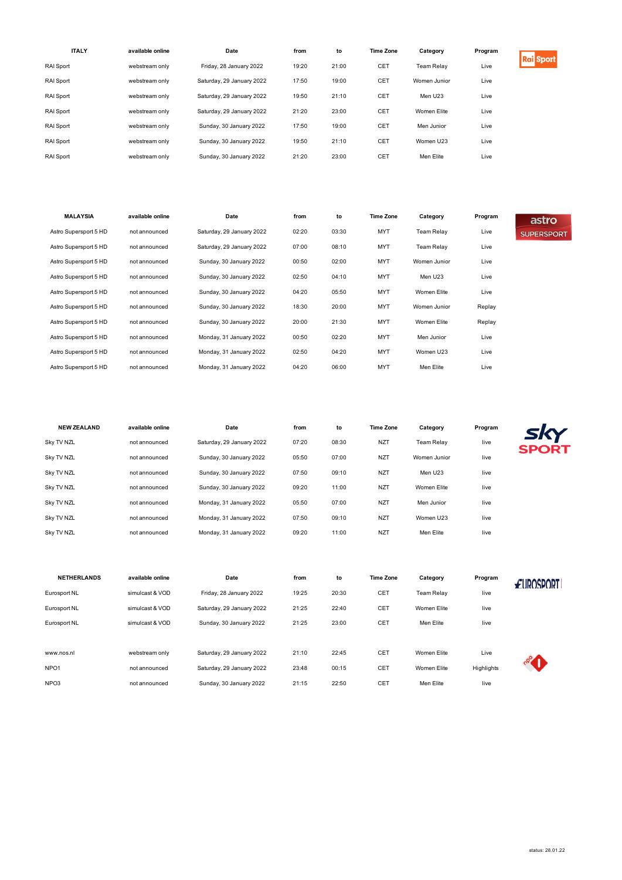| ITALY | available online | Date | from | to | Time Zone | Category | Program |
|---|---|---|---|---|---|---|---|
| RAI Sport | webstream only | Friday, 28 January 2022 | 19:20 | 21:00 | CET | Team Relay | Live |
| RAI Sport | webstream only | Saturday, 29 January 2022 | 17:50 | 19:00 | CET | Women Junior | Live |
| RAI Sport | webstream only | Saturday, 29 January 2022 | 19:50 | 21:10 | CET | Men U23 | Live |
| RAI Sport | webstream only | Saturday, 29 January 2022 | 21:20 | 23:00 | CET | Women Elite | Live |
| RAI Sport | webstream only | Sunday, 30 January 2022 | 17:50 | 19:00 | CET | Men Junior | Live |
| RAI Sport | webstream only | Sunday, 30 January 2022 | 19:50 | 21:10 | CET | Women U23 | Live |
| RAI Sport | webstream only | Sunday, 30 January 2022 | 21:20 | 23:00 | CET | Men Elite | Live |

| MALAYSIA | available online | Date | from | to | Time Zone | Category | Program |
|---|---|---|---|---|---|---|---|
| Astro Supersport 5 HD | not announced | Saturday, 29 January 2022 | 02:20 | 03:30 | MYT | Team Relay | Live |
| Astro Supersport 5 HD | not announced | Saturday, 29 January 2022 | 07:00 | 08:10 | MYT | Team Relay | Live |
| Astro Supersport 5 HD | not announced | Sunday, 30 January 2022 | 00:50 | 02:00 | MYT | Women Junior | Live |
| Astro Supersport 5 HD | not announced | Sunday, 30 January 2022 | 02:50 | 04:10 | MYT | Men U23 | Live |
| Astro Supersport 5 HD | not announced | Sunday, 30 January 2022 | 04:20 | 05:50 | MYT | Women Elite | Live |
| Astro Supersport 5 HD | not announced | Sunday, 30 January 2022 | 18:30 | 20:00 | MYT | Women Junior | Replay |
| Astro Supersport 5 HD | not announced | Sunday, 30 January 2022 | 20:00 | 21:30 | MYT | Women Elite | Replay |
| Astro Supersport 5 HD | not announced | Monday, 31 January 2022 | 00:50 | 02:20 | MYT | Men Junior | Live |
| Astro Supersport 5 HD | not announced | Monday, 31 January 2022 | 02:50 | 04:20 | MYT | Women U23 | Live |
| Astro Supersport 5 HD | not announced | Monday, 31 January 2022 | 04:20 | 06:00 | MYT | Men Elite | Live |

| NEW ZEALAND | available online | Date | from | to | Time Zone | Category | Program |
|---|---|---|---|---|---|---|---|
| Sky TV NZL | not announced | Saturday, 29 January 2022 | 07:20 | 08:30 | NZT | Team Relay | live |
| Sky TV NZL | not announced | Sunday, 30 January 2022 | 05:50 | 07:00 | NZT | Women Junior | live |
| Sky TV NZL | not announced | Sunday, 30 January 2022 | 07:50 | 09:10 | NZT | Men U23 | live |
| Sky TV NZL | not announced | Sunday, 30 January 2022 | 09:20 | 11:00 | NZT | Women Elite | live |
| Sky TV NZL | not announced | Monday, 31 January 2022 | 05:50 | 07:00 | NZT | Men Junior | live |
| Sky TV NZL | not announced | Monday, 31 January 2022 | 07:50 | 09:10 | NZT | Women U23 | live |
| Sky TV NZL | not announced | Monday, 31 January 2022 | 09:20 | 11:00 | NZT | Men Elite | live |

| NETHERLANDS | available online | Date | from | to | Time Zone | Category | Program |
|---|---|---|---|---|---|---|---|
| Eurosport NL | simulcast & VOD | Friday, 28 January 2022 | 19:25 | 20:30 | CET | Team Relay | live |
| Eurosport NL | simulcast & VOD | Saturday, 29 January 2022 | 21:25 | 22:40 | CET | Women Elite | live |
| Eurosport NL | simulcast & VOD | Sunday, 30 January 2022 | 21:25 | 23:00 | CET | Men Elite | live |
| | | | | | | | |
| www.nos.nl | webstream only | Saturday, 29 January 2022 | 21:10 | 22:45 | CET | Women Elite | Live |
| NPO1 | not announced | Saturday, 29 January 2022 | 23:48 | 00:15 | CET | Women Elite | Highlights |
| NPO3 | not announced | Sunday, 30 January 2022 | 21:15 | 22:50 | CET | Men Elite | live |

status: 28.01.22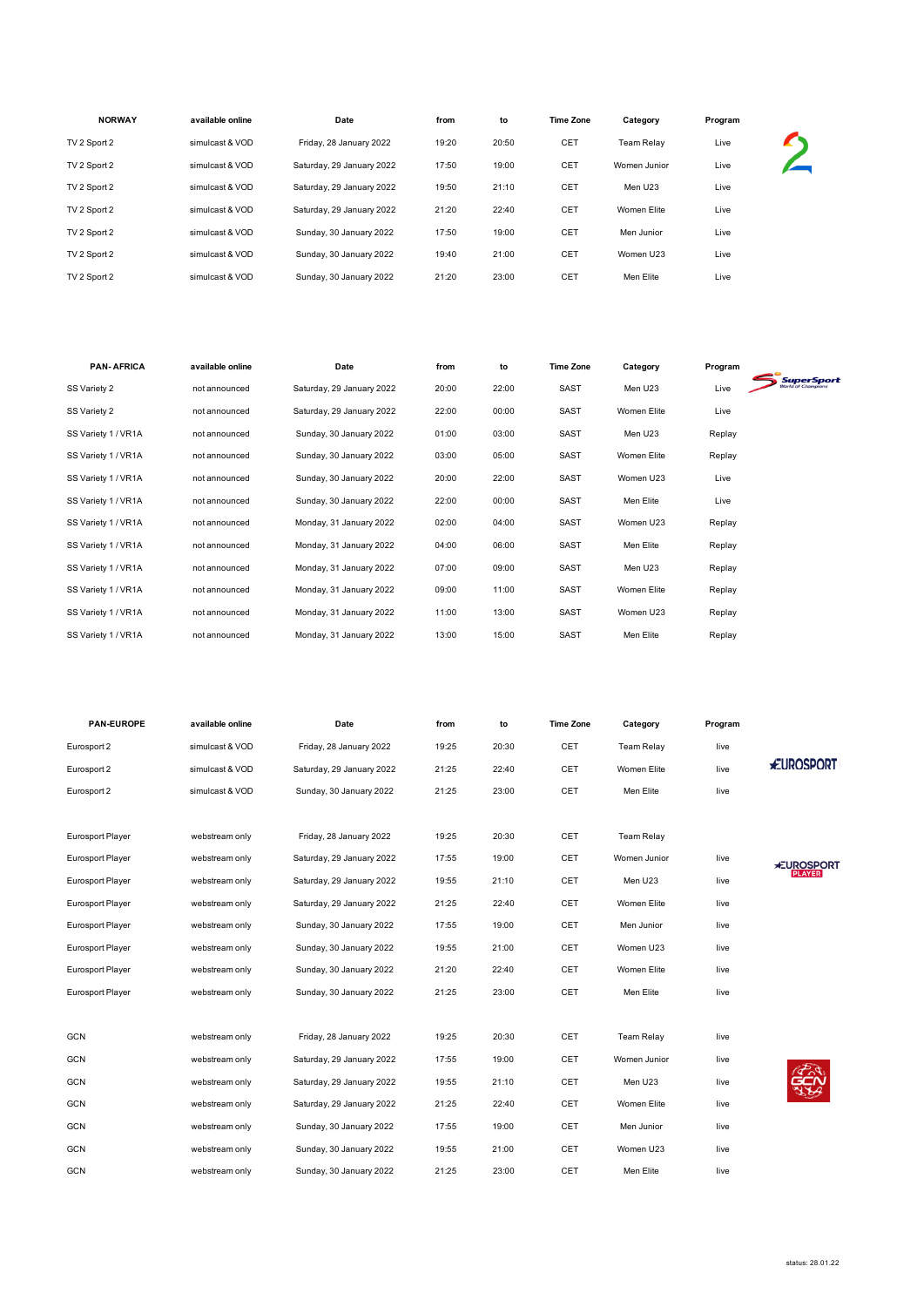| NORWAY | available online | Date | from | to | Time Zone | Category | Program |
|---|---|---|---|---|---|---|---|
| TV 2 Sport 2 | simulcast & VOD | Friday, 28 January 2022 | 19:20 | 20:50 | CET | Team Relay | Live |
| TV 2 Sport 2 | simulcast & VOD | Saturday, 29 January 2022 | 17:50 | 19:00 | CET | Women Junior | Live |
| TV 2 Sport 2 | simulcast & VOD | Saturday, 29 January 2022 | 19:50 | 21:10 | CET | Men U23 | Live |
| TV 2 Sport 2 | simulcast & VOD | Saturday, 29 January 2022 | 21:20 | 22:40 | CET | Women Elite | Live |
| TV 2 Sport 2 | simulcast & VOD | Sunday, 30 January 2022 | 17:50 | 19:00 | CET | Men Junior | Live |
| TV 2 Sport 2 | simulcast & VOD | Sunday, 30 January 2022 | 19:40 | 21:00 | CET | Women U23 | Live |
| TV 2 Sport 2 | simulcast & VOD | Sunday, 30 January 2022 | 21:20 | 23:00 | CET | Men Elite | Live |

| PAN- AFRICA | available online | Date | from | to | Time Zone | Category | Program |
|---|---|---|---|---|---|---|---|
| SS Variety 2 | not announced | Saturday, 29 January 2022 | 20:00 | 22:00 | SAST | Men U23 | Live |
| SS Variety 2 | not announced | Saturday, 29 January 2022 | 22:00 | 00:00 | SAST | Women Elite | Live |
| SS Variety 1 / VR1A | not announced | Sunday, 30 January 2022 | 01:00 | 03:00 | SAST | Men U23 | Replay |
| SS Variety 1 / VR1A | not announced | Sunday, 30 January 2022 | 03:00 | 05:00 | SAST | Women Elite | Replay |
| SS Variety 1 / VR1A | not announced | Sunday, 30 January 2022 | 20:00 | 22:00 | SAST | Women U23 | Live |
| SS Variety 1 / VR1A | not announced | Sunday, 30 January 2022 | 22:00 | 00:00 | SAST | Men Elite | Live |
| SS Variety 1 / VR1A | not announced | Monday, 31 January 2022 | 02:00 | 04:00 | SAST | Women U23 | Replay |
| SS Variety 1 / VR1A | not announced | Monday, 31 January 2022 | 04:00 | 06:00 | SAST | Men Elite | Replay |
| SS Variety 1 / VR1A | not announced | Monday, 31 January 2022 | 07:00 | 09:00 | SAST | Men U23 | Replay |
| SS Variety 1 / VR1A | not announced | Monday, 31 January 2022 | 09:00 | 11:00 | SAST | Women Elite | Replay |
| SS Variety 1 / VR1A | not announced | Monday, 31 January 2022 | 11:00 | 13:00 | SAST | Women U23 | Replay |
| SS Variety 1 / VR1A | not announced | Monday, 31 January 2022 | 13:00 | 15:00 | SAST | Men Elite | Replay |

| PAN-EUROPE | available online | Date | from | to | Time Zone | Category | Program |
|---|---|---|---|---|---|---|---|
| Eurosport 2 | simulcast & VOD | Friday, 28 January 2022 | 19:25 | 20:30 | CET | Team Relay | live |
| Eurosport 2 | simulcast & VOD | Saturday, 29 January 2022 | 21:25 | 22:40 | CET | Women Elite | live |
| Eurosport 2 | simulcast & VOD | Sunday, 30 January 2022 | 21:25 | 23:00 | CET | Men Elite | live |
| | | | | | | | |
| Eurosport Player | webstream only | Friday, 28 January 2022 | 19:25 | 20:30 | CET | Team Relay | |
| Eurosport Player | webstream only | Saturday, 29 January 2022 | 17:55 | 19:00 | CET | Women Junior | live |
| Eurosport Player | webstream only | Saturday, 29 January 2022 | 19:55 | 21:10 | CET | Men U23 | live |
| Eurosport Player | webstream only | Saturday, 29 January 2022 | 21:25 | 22:40 | CET | Women Elite | live |
| Eurosport Player | webstream only | Sunday, 30 January 2022 | 17:55 | 19:00 | CET | Men Junior | live |
| Eurosport Player | webstream only | Sunday, 30 January 2022 | 19:55 | 21:00 | CET | Women U23 | live |
| Eurosport Player | webstream only | Sunday, 30 January 2022 | 21:20 | 22:40 | CET | Women Elite | live |
| Eurosport Player | webstream only | Sunday, 30 January 2022 | 21:25 | 23:00 | CET | Men Elite | live |
| | | | | | | | |
| GCN | webstream only | Friday, 28 January 2022 | 19:25 | 20:30 | CET | Team Relay | live |
| GCN | webstream only | Saturday, 29 January 2022 | 17:55 | 19:00 | CET | Women Junior | live |
| GCN | webstream only | Saturday, 29 January 2022 | 19:55 | 21:10 | CET | Men U23 | live |
| GCN | webstream only | Saturday, 29 January 2022 | 21:25 | 22:40 | CET | Women Elite | live |
| GCN | webstream only | Sunday, 30 January 2022 | 17:55 | 19:00 | CET | Men Junior | live |
| GCN | webstream only | Sunday, 30 January 2022 | 19:55 | 21:00 | CET | Women U23 | live |
| GCN | webstream only | Sunday, 30 January 2022 | 21:25 | 23:00 | CET | Men Elite | live |

status: 28.01.22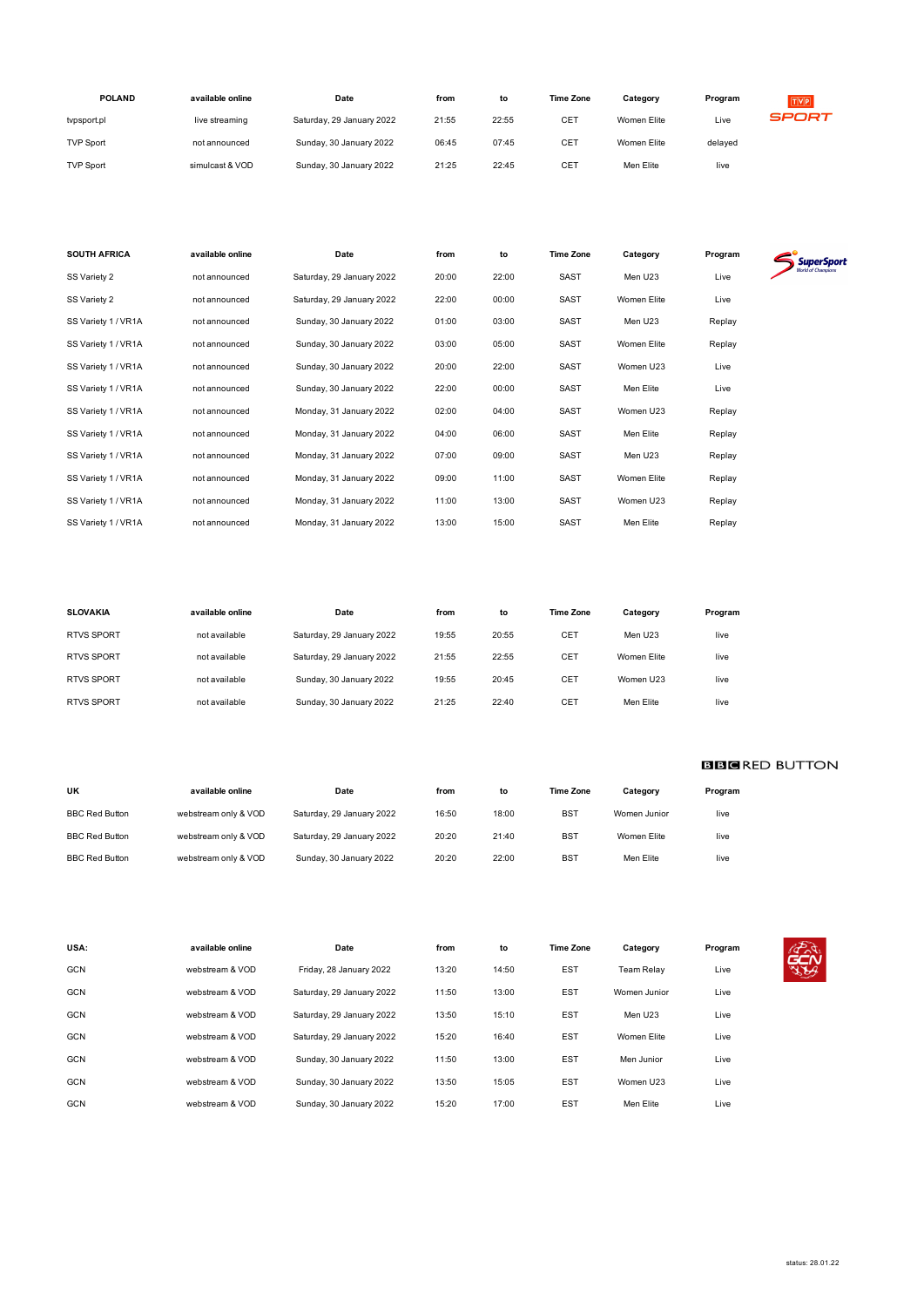| POLAND | available online | Date | from | to | Time Zone | Category | Program |
|---|---|---|---|---|---|---|---|
| tvpsport.pl | live streaming | Saturday, 29 January 2022 | 21:55 | 22:55 | CET | Women Elite | Live |
| TVP Sport | not announced | Sunday, 30 January 2022 | 06:45 | 07:45 | CET | Women Elite | delayed |
| TVP Sport | simulcast & VOD | Sunday, 30 January 2022 | 21:25 | 22:45 | CET | Men Elite | live |

| SOUTH AFRICA | available online | Date | from | to | Time Zone | Category | Program |
|---|---|---|---|---|---|---|---|
| SS Variety 2 | not announced | Saturday, 29 January 2022 | 20:00 | 22:00 | SAST | Men U23 | Live |
| SS Variety 2 | not announced | Saturday, 29 January 2022 | 22:00 | 00:00 | SAST | Women Elite | Live |
| SS Variety 1 / VR1A | not announced | Sunday, 30 January 2022 | 01:00 | 03:00 | SAST | Men U23 | Replay |
| SS Variety 1 / VR1A | not announced | Sunday, 30 January 2022 | 03:00 | 05:00 | SAST | Women Elite | Replay |
| SS Variety 1 / VR1A | not announced | Sunday, 30 January 2022 | 20:00 | 22:00 | SAST | Women U23 | Live |
| SS Variety 1 / VR1A | not announced | Sunday, 30 January 2022 | 22:00 | 00:00 | SAST | Men Elite | Live |
| SS Variety 1 / VR1A | not announced | Monday, 31 January 2022 | 02:00 | 04:00 | SAST | Women U23 | Replay |
| SS Variety 1 / VR1A | not announced | Monday, 31 January 2022 | 04:00 | 06:00 | SAST | Men Elite | Replay |
| SS Variety 1 / VR1A | not announced | Monday, 31 January 2022 | 07:00 | 09:00 | SAST | Men U23 | Replay |
| SS Variety 1 / VR1A | not announced | Monday, 31 January 2022 | 09:00 | 11:00 | SAST | Women Elite | Replay |
| SS Variety 1 / VR1A | not announced | Monday, 31 January 2022 | 11:00 | 13:00 | SAST | Women U23 | Replay |
| SS Variety 1 / VR1A | not announced | Monday, 31 January 2022 | 13:00 | 15:00 | SAST | Men Elite | Replay |

| SLOVAKIA | available online | Date | from | to | Time Zone | Category | Program |
|---|---|---|---|---|---|---|---|
| RTVS SPORT | not available | Saturday, 29 January 2022 | 19:55 | 20:55 | CET | Men U23 | live |
| RTVS SPORT | not available | Saturday, 29 January 2022 | 21:55 | 22:55 | CET | Women Elite | live |
| RTVS SPORT | not available | Sunday, 30 January 2022 | 19:55 | 20:45 | CET | Women U23 | live |
| RTVS SPORT | not available | Sunday, 30 January 2022 | 21:25 | 22:40 | CET | Men Elite | live |

| UK | available online | Date | from | to | Time Zone | Category | Program |
|---|---|---|---|---|---|---|---|
| BBC Red Button | webstream only & VOD | Saturday, 29 January 2022 | 16:50 | 18:00 | BST | Women Junior | live |
| BBC Red Button | webstream only & VOD | Saturday, 29 January 2022 | 20:20 | 21:40 | BST | Women Elite | live |
| BBC Red Button | webstream only & VOD | Sunday, 30 January 2022 | 20:20 | 22:00 | BST | Men Elite | live |

| USA: | available online | Date | from | to | Time Zone | Category | Program |
|---|---|---|---|---|---|---|---|
| GCN | webstream & VOD | Friday, 28 January 2022 | 13:20 | 14:50 | EST | Team Relay | Live |
| GCN | webstream & VOD | Saturday, 29 January 2022 | 11:50 | 13:00 | EST | Women Junior | Live |
| GCN | webstream & VOD | Saturday, 29 January 2022 | 13:50 | 15:10 | EST | Men U23 | Live |
| GCN | webstream & VOD | Saturday, 29 January 2022 | 15:20 | 16:40 | EST | Women Elite | Live |
| GCN | webstream & VOD | Sunday, 30 January 2022 | 11:50 | 13:00 | EST | Men Junior | Live |
| GCN | webstream & VOD | Sunday, 30 January 2022 | 13:50 | 15:05 | EST | Women U23 | Live |
| GCN | webstream & VOD | Sunday, 30 January 2022 | 15:20 | 17:00 | EST | Men Elite | Live |

status: 28.01.22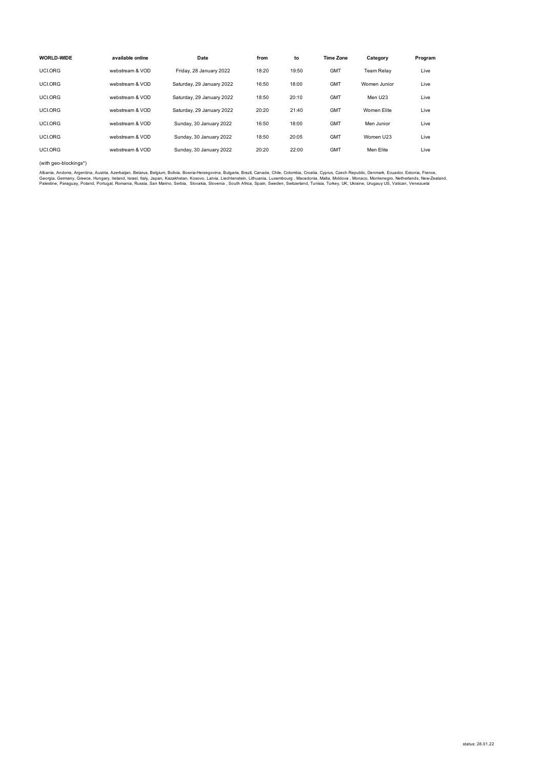| WORLD-WIDE | available online | Date | from | to | Time Zone | Category | Program |
|---|---|---|---|---|---|---|---|
| UCI.ORG | webstream & VOD | Friday, 28 January 2022 | 18:20 | 19:50 | GMT | Team Relay | Live |
| UCI.ORG | webstream & VOD | Saturday, 29 January 2022 | 16:50 | 18:00 | GMT | Women Junior | Live |
| UCI.ORG | webstream & VOD | Saturday, 29 January 2022 | 18:50 | 20:10 | GMT | Men U23 | Live |
| UCI.ORG | webstream & VOD | Saturday, 29 January 2022 | 20:20 | 21:40 | GMT | Women Elite | Live |
| UCI.ORG | webstream & VOD | Sunday, 30 January 2022 | 16:50 | 18:00 | GMT | Men Junior | Live |
| UCI.ORG | webstream & VOD | Sunday, 30 January 2022 | 18:50 | 20:05 | GMT | Women U23 | Live |
| UCI.ORG | webstream & VOD | Sunday, 30 January 2022 | 20:20 | 22:00 | GMT | Men Elite | Live |

(with geo-blockings*)

Albania, Andorra, Argentina, Austria, Azerbaijan, Belarus, Belgium, Bolivia, Bosnia-Herzegovina, Bulgaria, Brazil, Canada, Chile, Colombia, Croatia, Cyprus, Czech Republic, Denmark, Ecuador, Estonia, France, Georgia, Germany, Greece, Hungary, Ireland, Israel, Italy, Japan, Kazakhstan, Kosovo, Latvia, Liechtenstein, Lithuania, Luxembourg , Macedonia, Malta, Moldova , Monaco, Montenegro, Netherlands, New-Zealand, Palestine, Paraguay, Poland, Portugal, Romania, Russia, San Marino, Serbia, Slovakia, Slovenia , South Africa, Spain, Sweden, Switzerland, Tunisia, Turkey, UK, Ukraine, Urugauy US, Vatican, Venezuela

status: 28.01.22